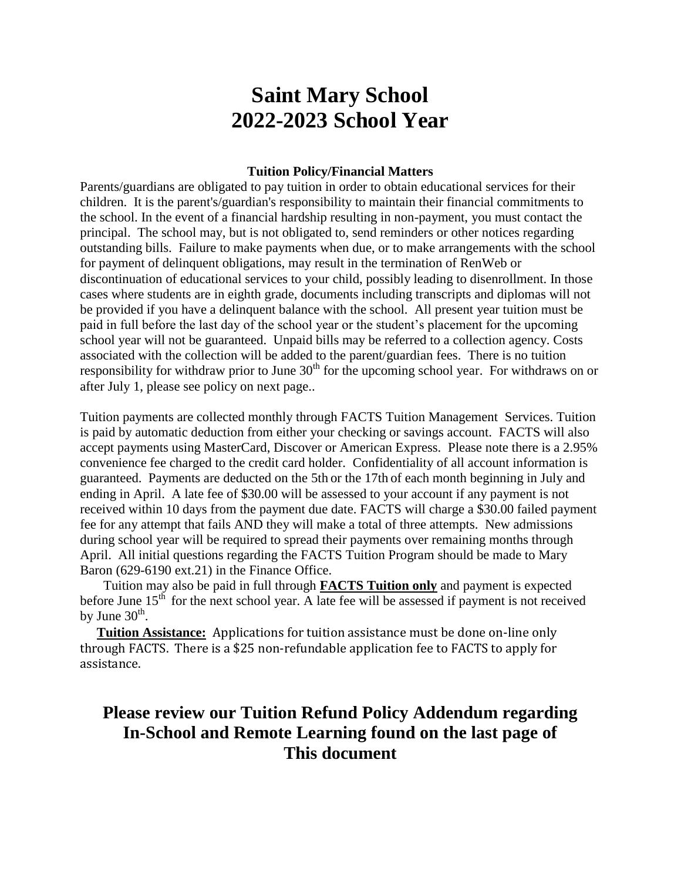# Saint Mary School
# 2022-2023 School Year

**Tuition Policy/Financial Matters**

Parents/guardians are obligated to pay tuition in order to obtain educational services for their children. It is the parent's/guardian's responsibility to maintain their financial commitments to the school. In the event of a financial hardship resulting in non-payment, you must contact the principal. The school may, but is not obligated to, send reminders or other notices regarding outstanding bills. Failure to make payments when due, or to make arrangements with the school for payment of delinquent obligations, may result in the termination of RenWeb or discontinuation of educational services to your child, possibly leading to disenrollment. In those cases where students are in eighth grade, documents including transcripts and diplomas will not be provided if you have a delinquent balance with the school. All present year tuition must be paid in full before the last day of the school year or the student's placement for the upcoming school year will not be guaranteed. Unpaid bills may be referred to a collection agency. Costs associated with the collection will be added to the parent/guardian fees. There is no tuition responsibility for withdraw prior to June 30th for the upcoming school year. For withdraws on or after July 1, please see policy on next page..

Tuition payments are collected monthly through FACTS Tuition Management Services. Tuition is paid by automatic deduction from either your checking or savings account. FACTS will also accept payments using MasterCard, Discover or American Express. Please note there is a 2.95% convenience fee charged to the credit card holder. Confidentiality of all account information is guaranteed. Payments are deducted on the 5th or the 17th of each month beginning in July and ending in April. A late fee of $30.00 will be assessed to your account if any payment is not received within 10 days from the payment due date. FACTS will charge a $30.00 failed payment fee for any attempt that fails AND they will make a total of three attempts. New admissions during school year will be required to spread their payments over remaining months through April. All initial questions regarding the FACTS Tuition Program should be made to Mary Baron (629-6190 ext.21) in the Finance Office.

Tuition may also be paid in full through **FACTS Tuition only** and payment is expected before June 15th for the next school year. A late fee will be assessed if payment is not received by June 30th.

**Tuition Assistance:** Applications for tuition assistance must be done on-line only through FACTS. There is a $25 non-refundable application fee to FACTS to apply for assistance.

## Please review our Tuition Refund Policy Addendum regarding In-School and Remote Learning found on the last page of This document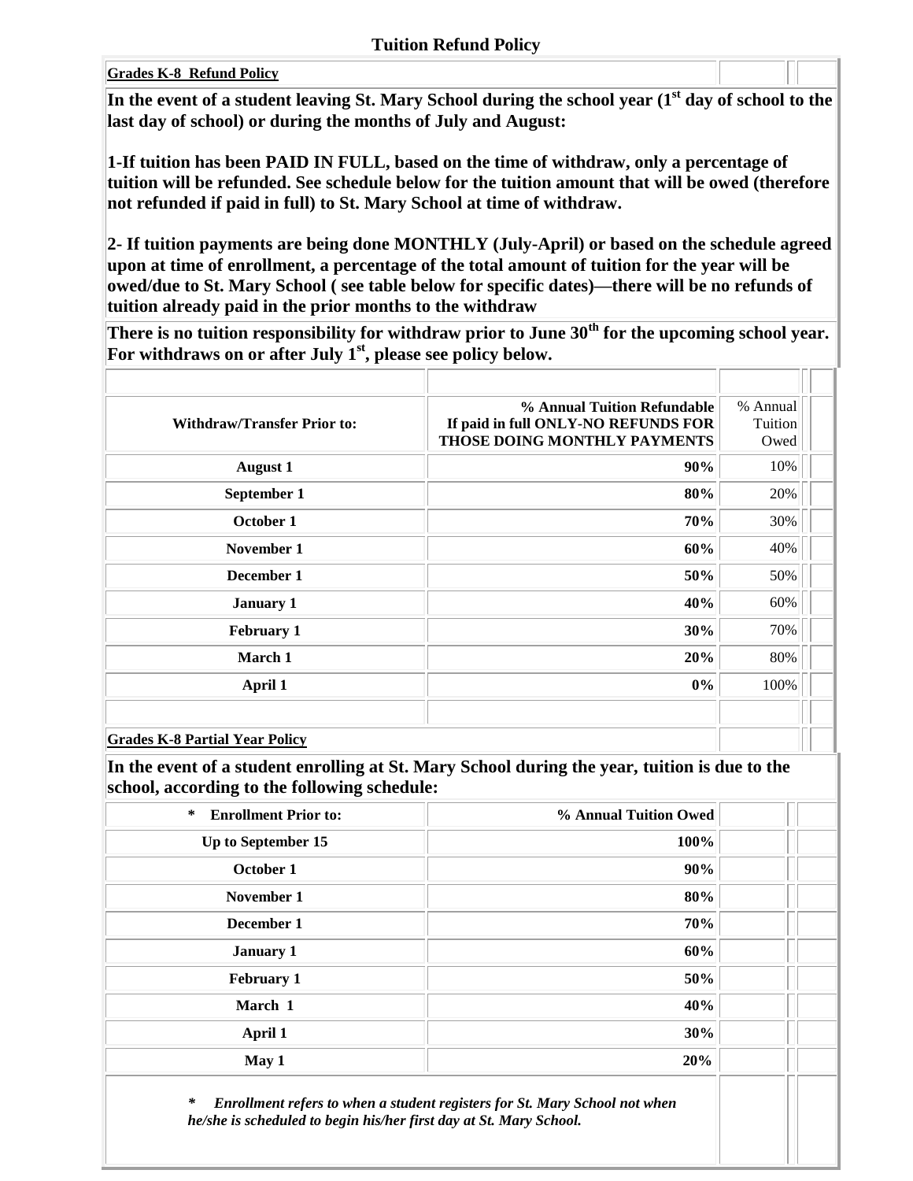## Tuition Refund Policy

**Grades K-8 Refund Policy**

**In the event of a student leaving St. Mary School during the school year (1st day of school to the last day of school) or during the months of July and August:**

**1-If tuition has been PAID IN FULL, based on the time of withdraw, only a percentage of tuition will be refunded. See schedule below for the tuition amount that will be owed (therefore not refunded if paid in full) to St. Mary School at time of withdraw.**

**2- If tuition payments are being done MONTHLY (July-April) or based on the schedule agreed upon at time of enrollment, a percentage of the total amount of tuition for the year will be owed/due to St. Mary School ( see table below for specific dates)—there will be no refunds of tuition already paid in the prior months to the withdraw**

**There is no tuition responsibility for withdraw prior to June 30th for the upcoming school year. For withdraws on or after July 1st, please see policy below.**

| Withdraw/Transfer Prior to: | % Annual Tuition Refundable If paid in full ONLY-NO REFUNDS FOR THOSE DOING MONTHLY PAYMENTS | % Annual Tuition Owed |
|---|---|---|
| **August 1** | **90%** | 10% |
| **September 1** | **80%** | 20% |
| **October 1** | **70%** | 30% |
| **November 1** | **60%** | 40% |
| **December 1** | **50%** | 50% |
| **January 1** | **40%** | 60% |
| **February 1** | **30%** | 70% |
| **March 1** | **20%** | 80% |
| **April 1** | **0%** | 100% |

**Grades K-8 Partial Year Policy**

**In the event of a student enrolling at St. Mary School during the year, tuition is due to the school, according to the following schedule:**

| * Enrollment Prior to: | % Annual Tuition Owed |
|---|---|
| **Up to September 15** | **100%** |
| **October 1** | **90%** |
| **November 1** | **80%** |
| **December 1** | **70%** |
| **January 1** | **60%** |
| **February 1** | **50%** |
| **March 1** | **40%** |
| **April 1** | **30%** |
| **May 1** | **20%** |

***\* Enrollment refers to when a student registers for St. Mary School not when he/she is scheduled to begin his/her first day at St. Mary School.***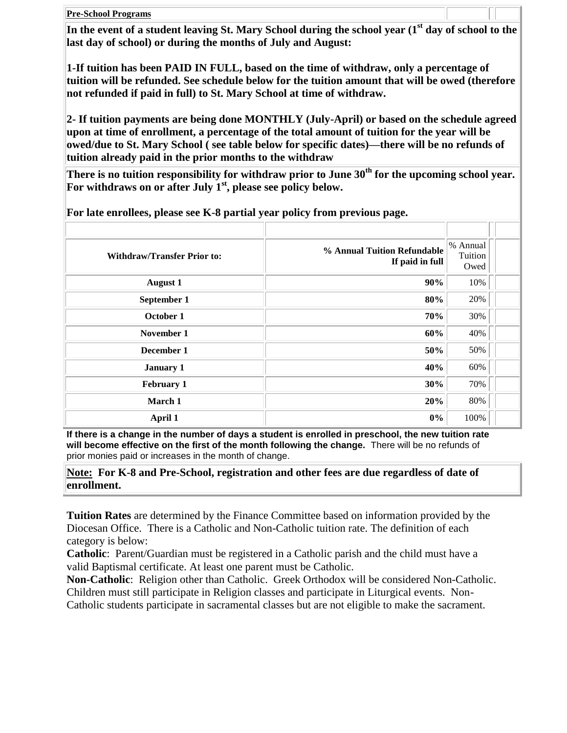**Pre-School Programs**

**In the event of a student leaving St. Mary School during the school year (1st day of school to the last day of school) or during the months of July and August:**

**1-If tuition has been PAID IN FULL, based on the time of withdraw, only a percentage of tuition will be refunded. See schedule below for the tuition amount that will be owed (therefore not refunded if paid in full) to St. Mary School at time of withdraw.**

**2- If tuition payments are being done MONTHLY (July-April) or based on the schedule agreed upon at time of enrollment, a percentage of the total amount of tuition for the year will be owed/due to St. Mary School ( see table below for specific dates)—there will be no refunds of tuition already paid in the prior months to the withdraw**

**There is no tuition responsibility for withdraw prior to June 30th for the upcoming school year. For withdraws on or after July 1st, please see policy below.**

**For late enrollees, please see K-8 partial year policy from previous page.**

| Withdraw/Transfer Prior to: | % Annual Tuition Refundable If paid in full | % Annual Tuition Owed |
|---|---|---|
| **August 1** | **90%** | 10% |
| **September 1** | **80%** | 20% |
| **October 1** | **70%** | 30% |
| **November 1** | **60%** | 40% |
| **December 1** | **50%** | 50% |
| **January 1** | **40%** | 60% |
| **February 1** | **30%** | 70% |
| **March 1** | **20%** | 80% |
| **April 1** | **0%** | 100% |

**If there is a change in the number of days a student is enrolled in preschool, the new tuition rate will become effective on the first of the month following the change.** There will be no refunds of prior monies paid or increases in the month of change.

**Note: For K-8 and Pre-School, registration and other fees are due regardless of date of enrollment.**

**Tuition Rates** are determined by the Finance Committee based on information provided by the Diocesan Office. There is a Catholic and Non-Catholic tuition rate. The definition of each category is below:

**Catholic**: Parent/Guardian must be registered in a Catholic parish and the child must have a valid Baptismal certificate. At least one parent must be Catholic.

**Non-Catholic**: Religion other than Catholic. Greek Orthodox will be considered Non-Catholic. Children must still participate in Religion classes and participate in Liturgical events. Non-Catholic students participate in sacramental classes but are not eligible to make the sacrament.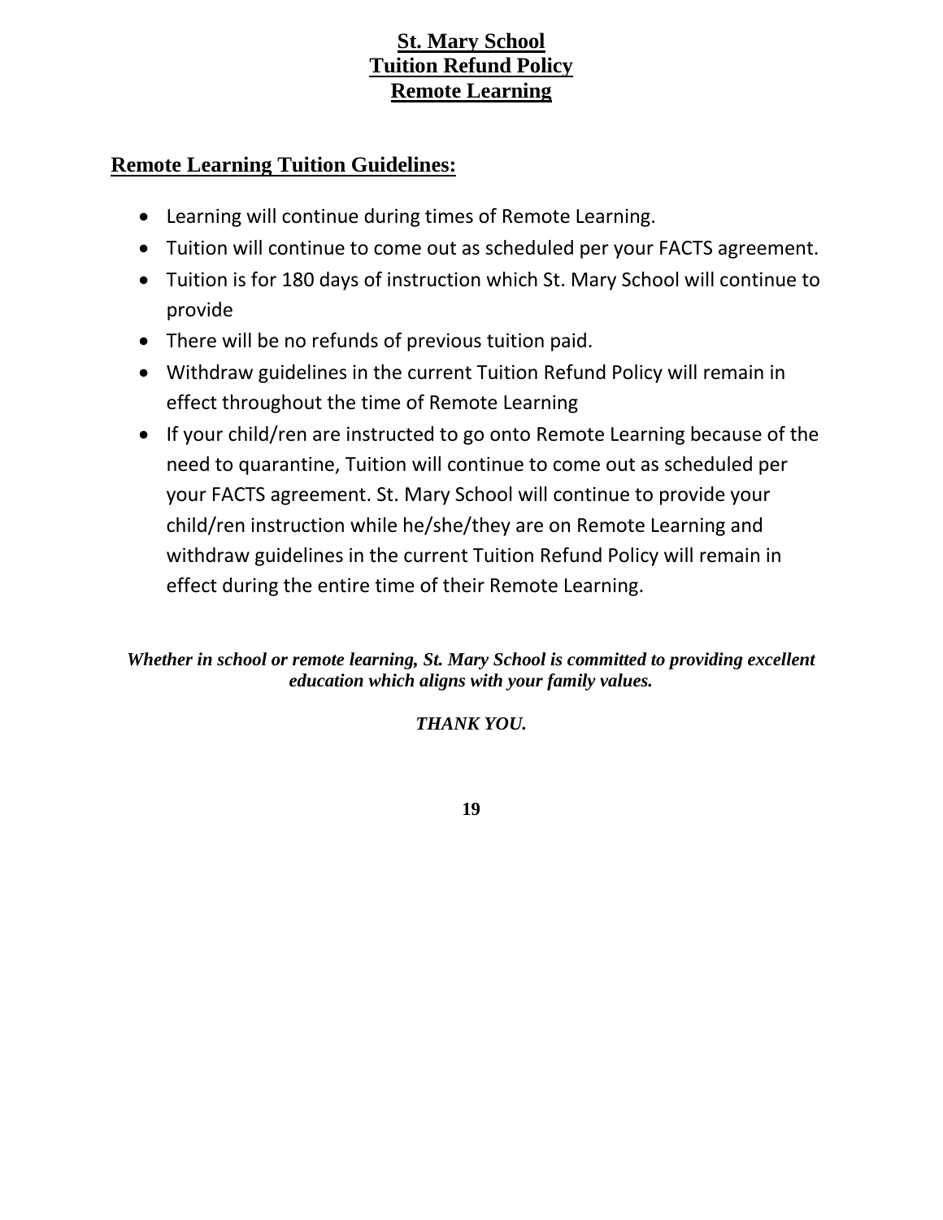# St. Mary School
# Tuition Refund Policy
# Remote Learning

## Remote Learning Tuition Guidelines:

- Learning will continue during times of Remote Learning.
- Tuition will continue to come out as scheduled per your FACTS agreement.
- Tuition is for 180 days of instruction which St. Mary School will continue to provide
- There will be no refunds of previous tuition paid.
- Withdraw guidelines in the current Tuition Refund Policy will remain in effect throughout the time of Remote Learning
- If your child/ren are instructed to go onto Remote Learning because of the need to quarantine, Tuition will continue to come out as scheduled per your FACTS agreement. St. Mary School will continue to provide your child/ren instruction while he/she/they are on Remote Learning and withdraw guidelines in the current Tuition Refund Policy will remain in effect during the entire time of their Remote Learning.

***Whether in school or remote learning, St. Mary School is committed to providing excellent education which aligns with your family values.***

***THANK YOU.***